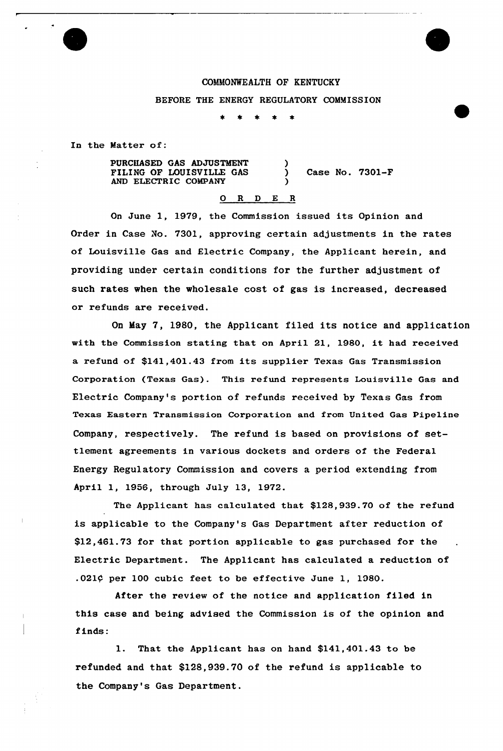COMMONWEALTH OF KENTUCKY

BEFORE THE ENERGY REGULATORY COMMISSION

\* \* \* \* \*

In the Matter of:

PURCHASED GAS ADJUSTMENT FILING OF LOUISVILLE GAS AND ELECTRIC COMPANY ) Case No. 7301-F

## O R D E R

On June 1, 1979, the Commission issued its Opinion and Order in Case No. 7301, approving certain adjustments in the rates of Louisville Gas and Electric Company, the Applicant herein, and providing under certain conditions for the further adjustment of such rates when the wholesale cost of gas is increased, decreased or refunds are received.

On May 7, 1980, the Applicant filed its notice and application with the Commission stating that on April 21, 1980, it had received a refund of $141,401.43 from its supplier Texas Gas Transmission Corporation (Texas Gas). This refund represents Louisville Gas and Electric Company's portion of refunds received by Texas Gas from Texas Eastern Transmission Corporation and from United Gas Pipeline Company, respectively. The refund is based on provisions of settlement agreements in various dockets and orders of the Federal Energy Regulatory Commission and covers a period extending from April 1, 1956, through July 13, 1972.

The Applicant has calculated that $128,939.70 of the refund is applicable to the Company's Gas Department after reduction of $12,461.73 for that portion applicable to gas purchased for the Electric Department. The Applicant has calculated a reduction of .021¢ per 100 cubic feet to be effective June 1, 1980.

After the review of the notice and application filed in this case and being advised the Commission is of the opinion and finds:

1. That the Applicant has on hand $141,401.43 to be refunded and that $128,939.70 of the refund is applicable to the Company's Gas Department.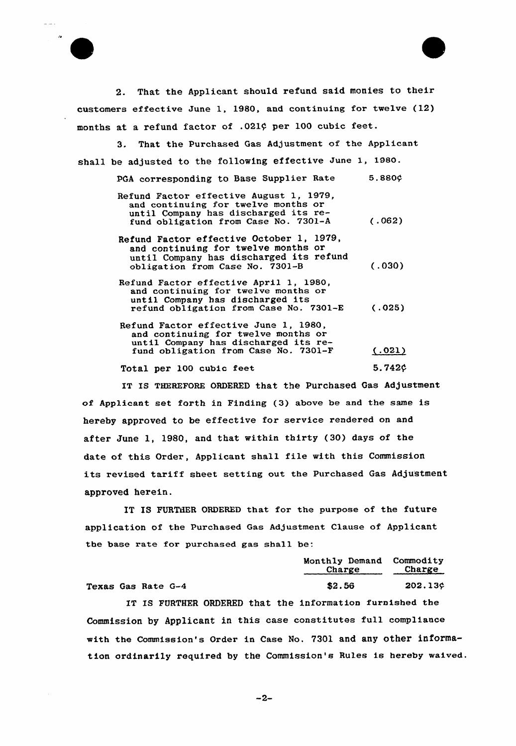2. That the Applicant should refund said monies to their customers effective June 1, 1980, and continuing for twelve (12) months at a refund factor of .021¢ per 100 cubic feet.

3. That the Purchased Gas Adjustment of the Applicant shall be adjusted to the following effective June 1, 1980.

| | |
|---|---|
| PGA corresponding to Base Supplier Rate | 5.880¢ |
| Refund Factor effective August 1, 1979, and continuing for twelve months or until Company has discharged its refund obligation from Case No. 7301-A | (.062) |
| Refund Factor effective October 1, 1979, and continuing for twelve months or until Company has discharged its refund obligation from Case No. 7301-B | (.030) |
| Refund Factor effective April 1, 1980, and continuing for twelve months or until Company has discharged its refund obligation from Case No. 7301-E | (.025) |
| Refund Factor effective June 1, 1980, and continuing for twelve months or until Company has discharged its refund obligation from Case No. 7301-F | (.021) |
| Total per 100 cubic feet | 5.742¢ |

IT IS THEREFORE ORDERED that the Purchased Gas Adjustment of Applicant set forth in Finding (3) above be and the same is hereby approved to be effective for service rendered on and after June 1, 1980, and that within thirty (30) days of the date of this Order, Applicant shall file with this Commission its revised tariff sheet setting out the Purchased Gas Adjustment approved herein.

IT IS FURTHER ORDERED that for the purpose of the future application of the Purchased Gas Adjustment Clause of Applicant the base rate for purchased gas shall be:

| | Monthly Demand Charge | Commodity Charge |
|---|---|---|
| Texas Gas Rate G-4 | $2.56 | 202.13¢ |

IT IS FURTHER ORDERED that the information furnished the Commission by Applicant in this case constitutes full compliance with the Commission's Order in Case No. 7301 and any other information ordinarily required by the Commission's Rules is hereby waived.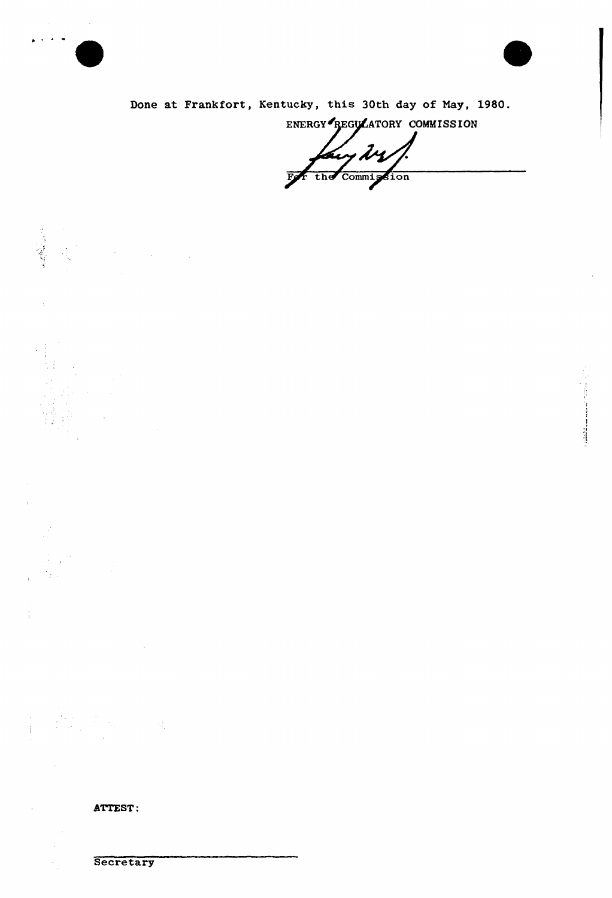Done at Frankfort, Kentucky, this 30th day of May, 1980.

ENERGY REGULATORY COMMISSION

For the Commission

ATTEST:

Secretary